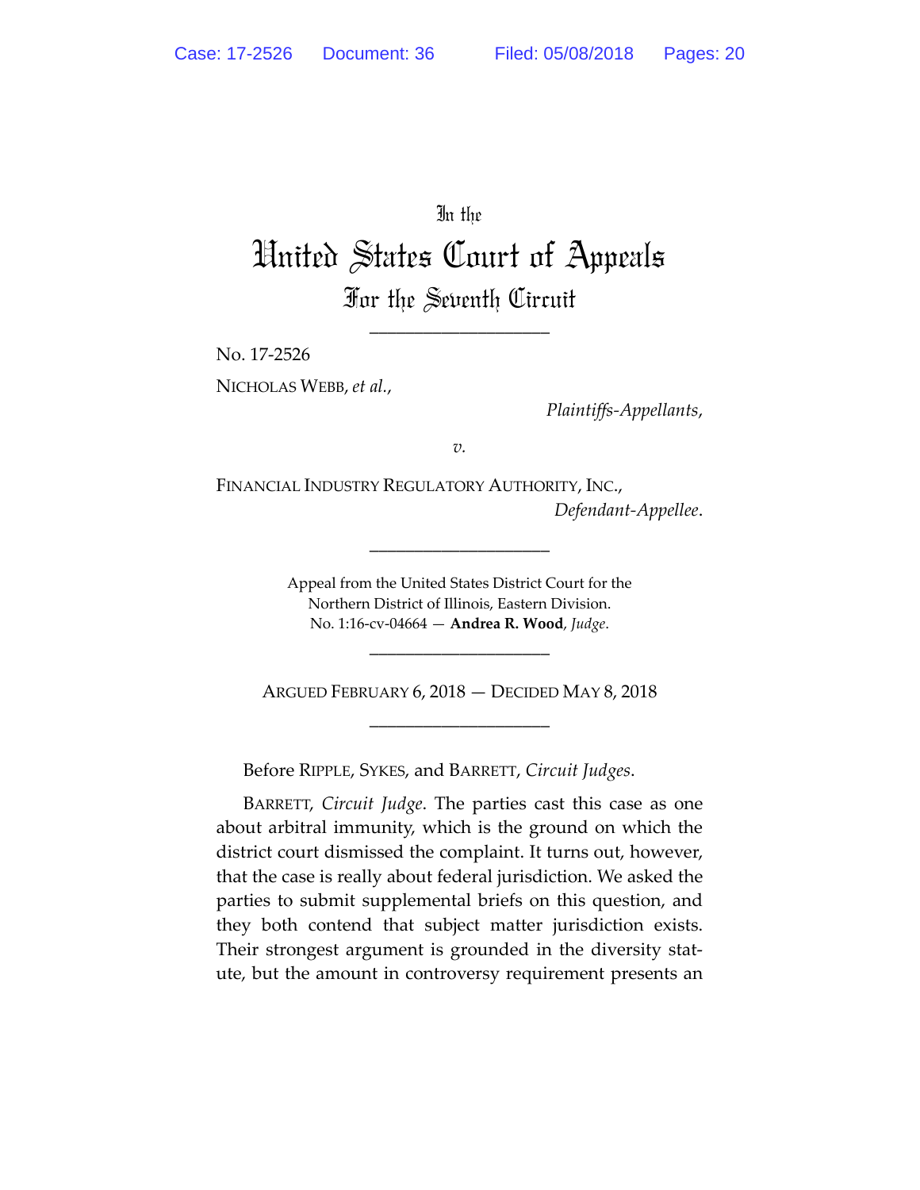In the

# United States Court of Appeals

## For the Seventh Circuit

____________________

No. 17-2526

NICHOLAS WEBB, *et al.*,

*Plaintiffs-Appellants*,

*v.*

FINANCIAL INDUSTRY REGULATORY AUTHORITY, INC.,

*Defendant-Appellee*.

____________________

Appeal from the United States District Court for the Northern District of Illinois, Eastern Division.
No. 1:16-cv-04664 — **Andrea R. Wood**, *Judge*.

____________________

ARGUED FEBRUARY 6, 2018 — DECIDED MAY 8, 2018

____________________

Before RIPPLE, SYKES, and BARRETT, *Circuit Judges*.

BARRETT, *Circuit Judge*. The parties cast this case as one about arbitral immunity, which is the ground on which the district court dismissed the complaint. It turns out, however, that the case is really about federal jurisdiction. We asked the parties to submit supplemental briefs on this question, and they both contend that subject matter jurisdiction exists. Their strongest argument is grounded in the diversity statute, but the amount in controversy requirement presents an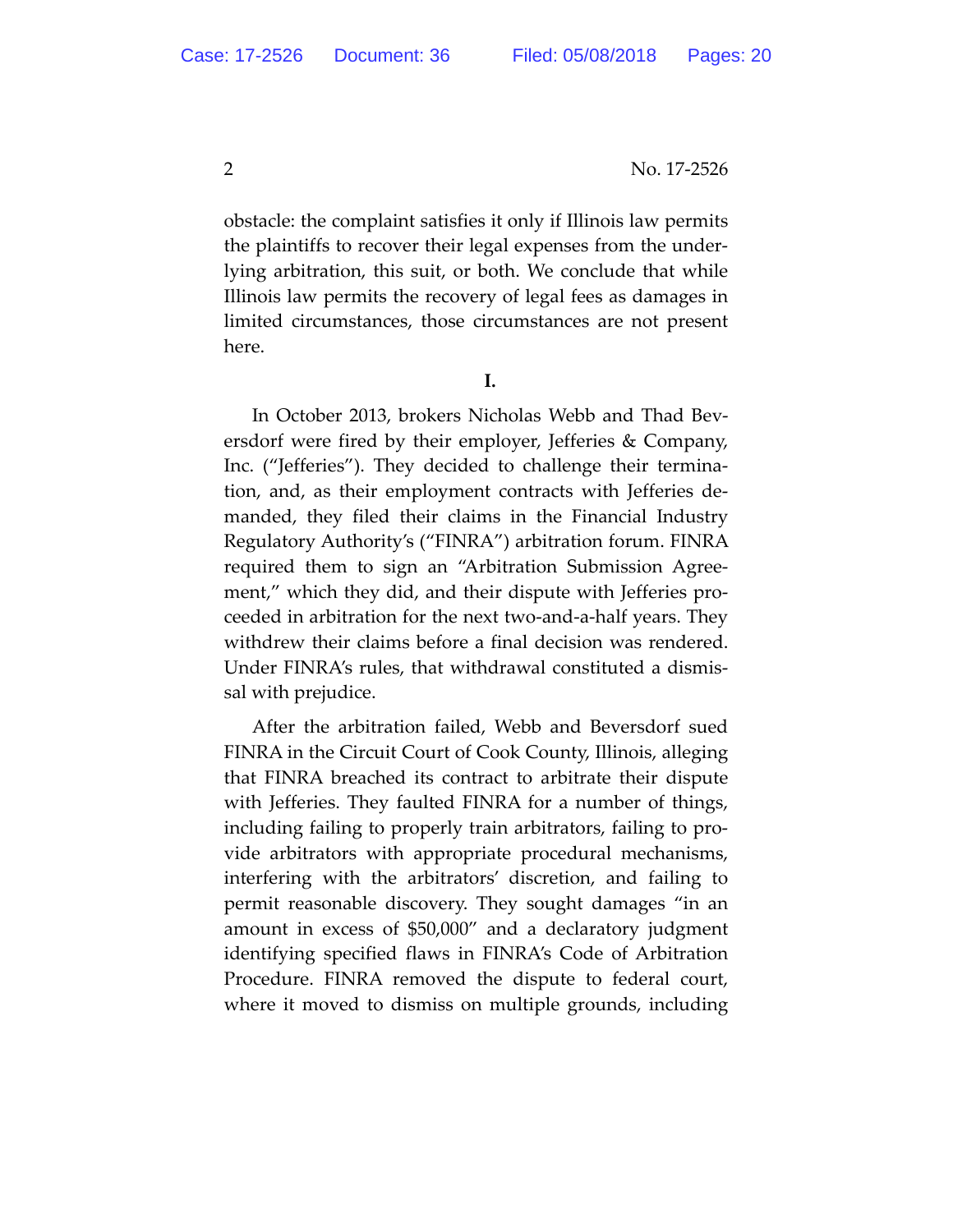obstacle: the complaint satisfies it only if Illinois law permits the plaintiffs to recover their legal expenses from the underlying arbitration, this suit, or both. We conclude that while Illinois law permits the recovery of legal fees as damages in limited circumstances, those circumstances are not present here.

**I.**

In October 2013, brokers Nicholas Webb and Thad Beversdorf were fired by their employer, Jefferies & Company, Inc. ("Jefferies"). They decided to challenge their termination, and, as their employment contracts with Jefferies demanded, they filed their claims in the Financial Industry Regulatory Authority's ("FINRA") arbitration forum. FINRA required them to sign an "Arbitration Submission Agreement," which they did, and their dispute with Jefferies proceeded in arbitration for the next two-and-a-half years. They withdrew their claims before a final decision was rendered. Under FINRA's rules, that withdrawal constituted a dismissal with prejudice.

After the arbitration failed, Webb and Beversdorf sued FINRA in the Circuit Court of Cook County, Illinois, alleging that FINRA breached its contract to arbitrate their dispute with Jefferies. They faulted FINRA for a number of things, including failing to properly train arbitrators, failing to provide arbitrators with appropriate procedural mechanisms, interfering with the arbitrators' discretion, and failing to permit reasonable discovery. They sought damages "in an amount in excess of $50,000" and a declaratory judgment identifying specified flaws in FINRA's Code of Arbitration Procedure. FINRA removed the dispute to federal court, where it moved to dismiss on multiple grounds, including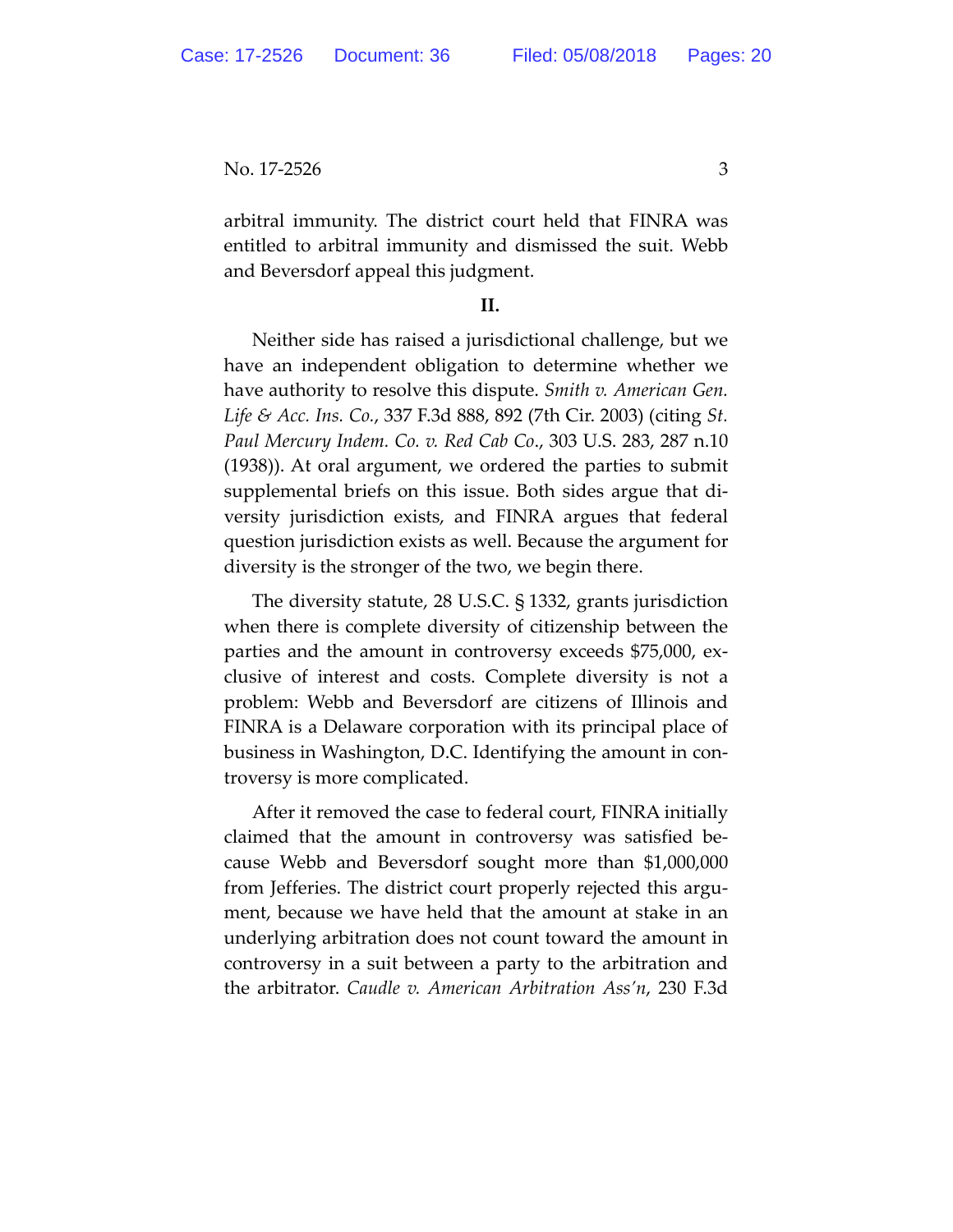arbitral immunity. The district court held that FINRA was entitled to arbitral immunity and dismissed the suit. Webb and Beversdorf appeal this judgment.

## II.

Neither side has raised a jurisdictional challenge, but we have an independent obligation to determine whether we have authority to resolve this dispute. *Smith v. American Gen. Life & Acc. Ins. Co.*, 337 F.3d 888, 892 (7th Cir. 2003) (citing *St. Paul Mercury Indem. Co. v. Red Cab Co.*, 303 U.S. 283, 287 n.10 (1938)). At oral argument, we ordered the parties to submit supplemental briefs on this issue. Both sides argue that diversity jurisdiction exists, and FINRA argues that federal question jurisdiction exists as well. Because the argument for diversity is the stronger of the two, we begin there.

The diversity statute, 28 U.S.C. § 1332, grants jurisdiction when there is complete diversity of citizenship between the parties and the amount in controversy exceeds $75,000, exclusive of interest and costs. Complete diversity is not a problem: Webb and Beversdorf are citizens of Illinois and FINRA is a Delaware corporation with its principal place of business in Washington, D.C. Identifying the amount in controversy is more complicated.

After it removed the case to federal court, FINRA initially claimed that the amount in controversy was satisfied because Webb and Beversdorf sought more than $1,000,000 from Jefferies. The district court properly rejected this argument, because we have held that the amount at stake in an underlying arbitration does not count toward the amount in controversy in a suit between a party to the arbitration and the arbitrator. *Caudle v. American Arbitration Ass'n*, 230 F.3d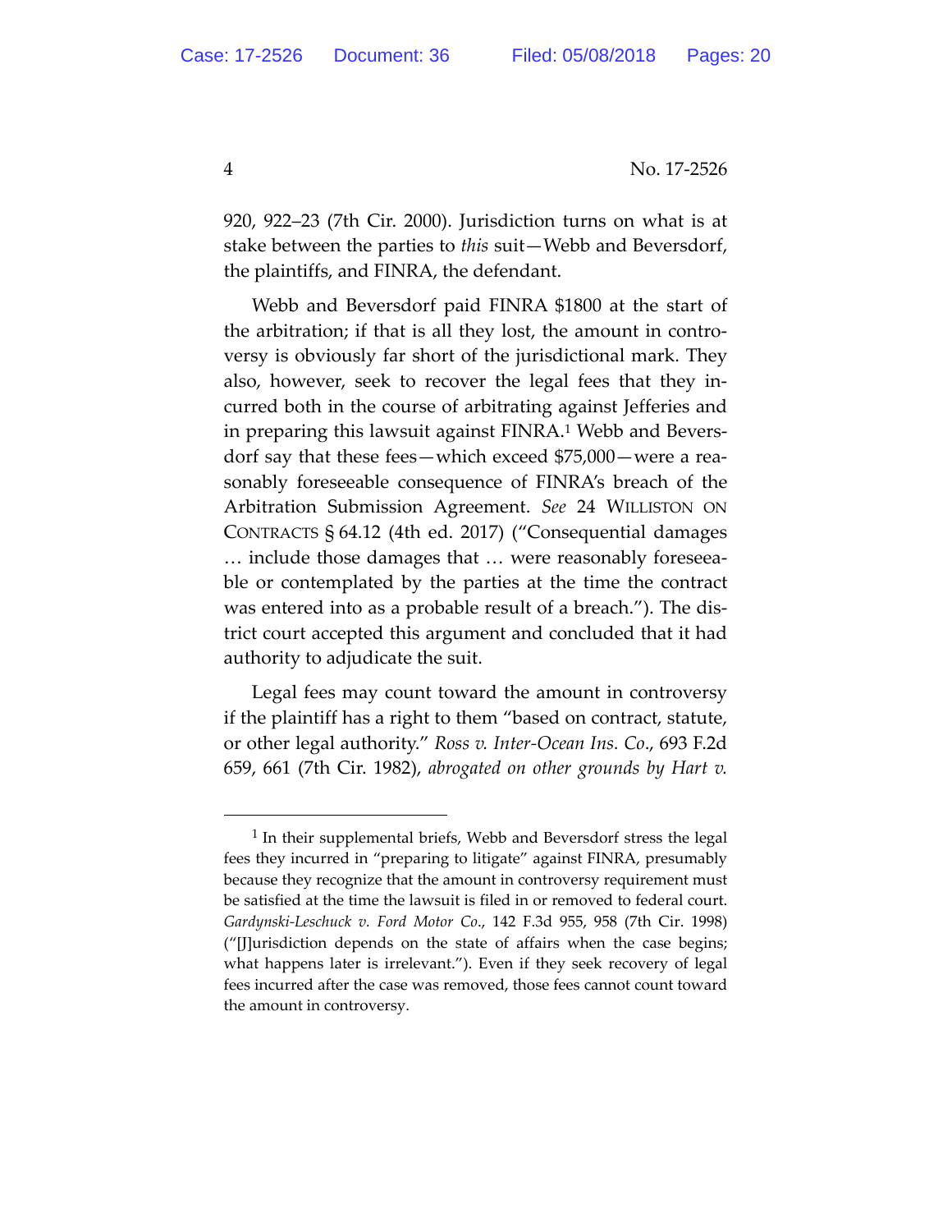920, 922–23 (7th Cir. 2000). Jurisdiction turns on what is at stake between the parties to *this* suit—Webb and Beversdorf, the plaintiffs, and FINRA, the defendant.

Webb and Beversdorf paid FINRA $1800 at the start of the arbitration; if that is all they lost, the amount in controversy is obviously far short of the jurisdictional mark. They also, however, seek to recover the legal fees that they incurred both in the course of arbitrating against Jefferies and in preparing this lawsuit against FINRA.[1] Webb and Beversdorf say that these fees—which exceed $75,000—were a reasonably foreseeable consequence of FINRA's breach of the Arbitration Submission Agreement. *See* 24 WILLISTON ON CONTRACTS § 64.12 (4th ed. 2017) ("Consequential damages … include those damages that … were reasonably foreseeable or contemplated by the parties at the time the contract was entered into as a probable result of a breach."). The district court accepted this argument and concluded that it had authority to adjudicate the suit.

Legal fees may count toward the amount in controversy if the plaintiff has a right to them "based on contract, statute, or other legal authority." *Ross v. Inter-Ocean Ins. Co*., 693 F.2d 659, 661 (7th Cir. 1982), *abrogated on other grounds by Hart v.*

---

[1] In their supplemental briefs, Webb and Beversdorf stress the legal fees they incurred in "preparing to litigate" against FINRA, presumably because they recognize that the amount in controversy requirement must be satisfied at the time the lawsuit is filed in or removed to federal court. *Gardynski-Leschuck v. Ford Motor Co*., 142 F.3d 955, 958 (7th Cir. 1998) ("[J]urisdiction depends on the state of affairs when the case begins; what happens later is irrelevant."). Even if they seek recovery of legal fees incurred after the case was removed, those fees cannot count toward the amount in controversy.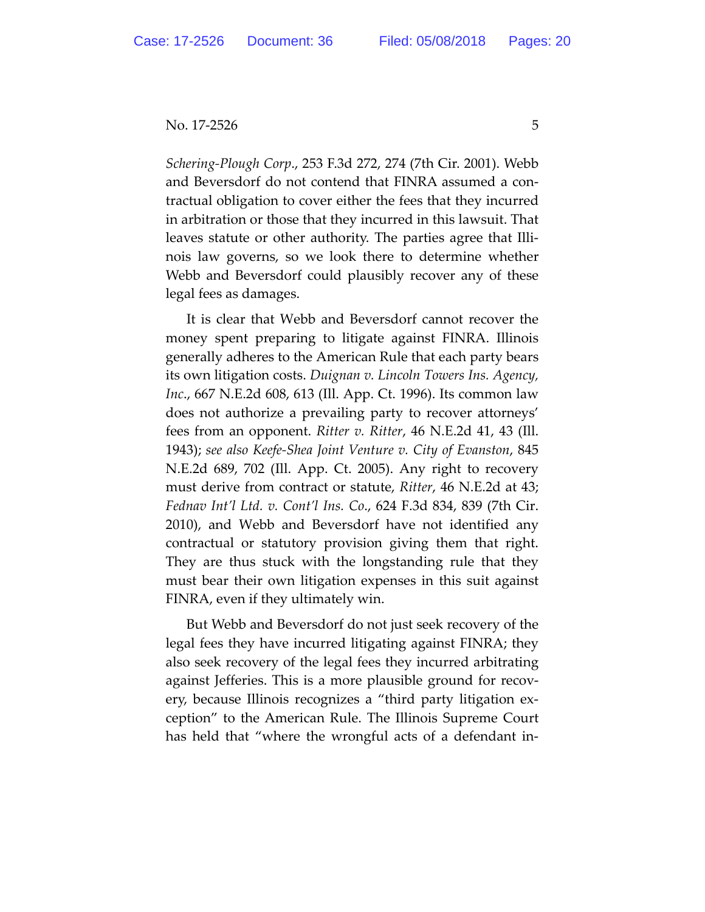*Schering-Plough Corp.*, 253 F.3d 272, 274 (7th Cir. 2001). Webb and Beversdorf do not contend that FINRA assumed a contractual obligation to cover either the fees that they incurred in arbitration or those that they incurred in this lawsuit. That leaves statute or other authority. The parties agree that Illinois law governs, so we look there to determine whether Webb and Beversdorf could plausibly recover any of these legal fees as damages.

It is clear that Webb and Beversdorf cannot recover the money spent preparing to litigate against FINRA. Illinois generally adheres to the American Rule that each party bears its own litigation costs. *Duignan v. Lincoln Towers Ins. Agency, Inc.*, 667 N.E.2d 608, 613 (Ill. App. Ct. 1996). Its common law does not authorize a prevailing party to recover attorneys' fees from an opponent. *Ritter v. Ritter*, 46 N.E.2d 41, 43 (Ill. 1943); *see also Keefe-Shea Joint Venture v. City of Evanston*, 845 N.E.2d 689, 702 (Ill. App. Ct. 2005). Any right to recovery must derive from contract or statute, *Ritter*, 46 N.E.2d at 43; *Fednav Int'l Ltd. v. Cont'l Ins. Co.*, 624 F.3d 834, 839 (7th Cir. 2010), and Webb and Beversdorf have not identified any contractual or statutory provision giving them that right. They are thus stuck with the longstanding rule that they must bear their own litigation expenses in this suit against FINRA, even if they ultimately win.

But Webb and Beversdorf do not just seek recovery of the legal fees they have incurred litigating against FINRA; they also seek recovery of the legal fees they incurred arbitrating against Jefferies. This is a more plausible ground for recovery, because Illinois recognizes a "third party litigation exception" to the American Rule. The Illinois Supreme Court has held that "where the wrongful acts of a defendant in-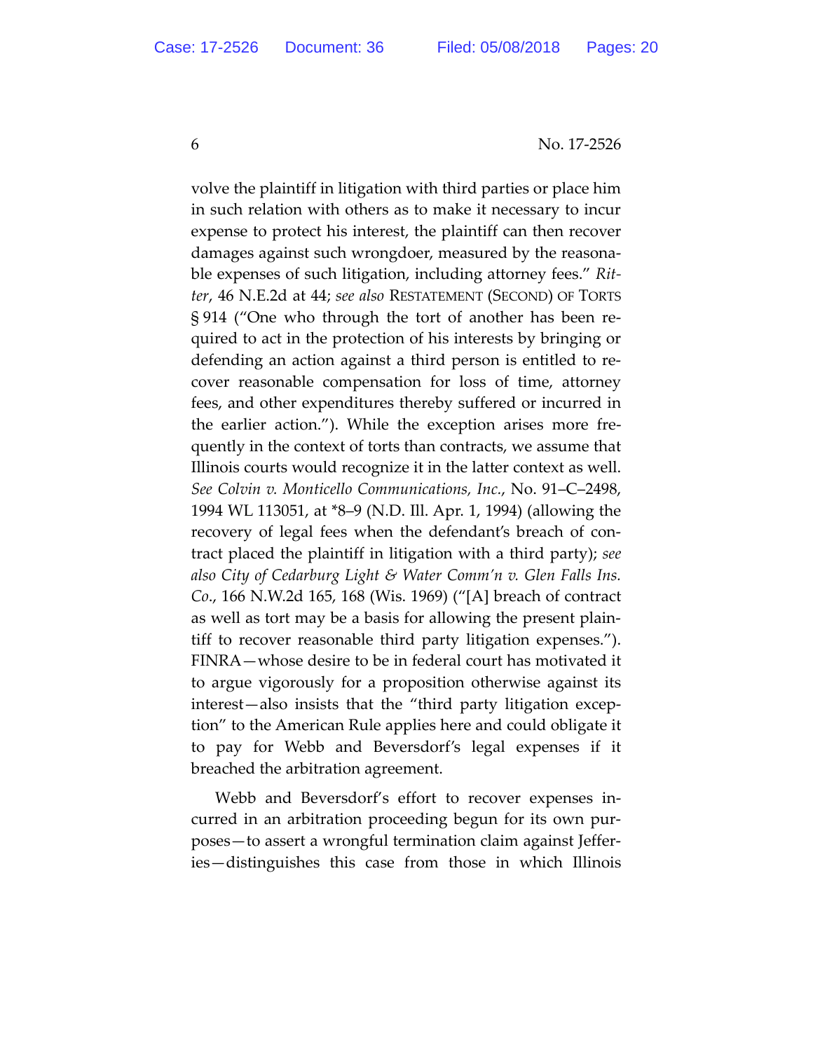volve the plaintiff in litigation with third parties or place him in such relation with others as to make it necessary to incur expense to protect his interest, the plaintiff can then recover damages against such wrongdoer, measured by the reasonable expenses of such litigation, including attorney fees." *Ritter*, 46 N.E.2d at 44; *see also* RESTATEMENT (SECOND) OF TORTS § 914 ("One who through the tort of another has been required to act in the protection of his interests by bringing or defending an action against a third person is entitled to recover reasonable compensation for loss of time, attorney fees, and other expenditures thereby suffered or incurred in the earlier action."). While the exception arises more frequently in the context of torts than contracts, we assume that Illinois courts would recognize it in the latter context as well. *See Colvin v. Monticello Communications, Inc.*, No. 91–C–2498, 1994 WL 113051, at *8–9 (N.D. Ill. Apr. 1, 1994) (allowing the recovery of legal fees when the defendant's breach of contract placed the plaintiff in litigation with a third party); *see also City of Cedarburg Light & Water Comm'n v. Glen Falls Ins. Co.*, 166 N.W.2d 165, 168 (Wis. 1969) ("[A] breach of contract as well as tort may be a basis for allowing the present plaintiff to recover reasonable third party litigation expenses."). FINRA—whose desire to be in federal court has motivated it to argue vigorously for a proposition otherwise against its interest—also insists that the "third party litigation exception" to the American Rule applies here and could obligate it to pay for Webb and Beversdorf's legal expenses if it breached the arbitration agreement.

Webb and Beversdorf's effort to recover expenses incurred in an arbitration proceeding begun for its own purposes—to assert a wrongful termination claim against Jefferies—distinguishes this case from those in which Illinois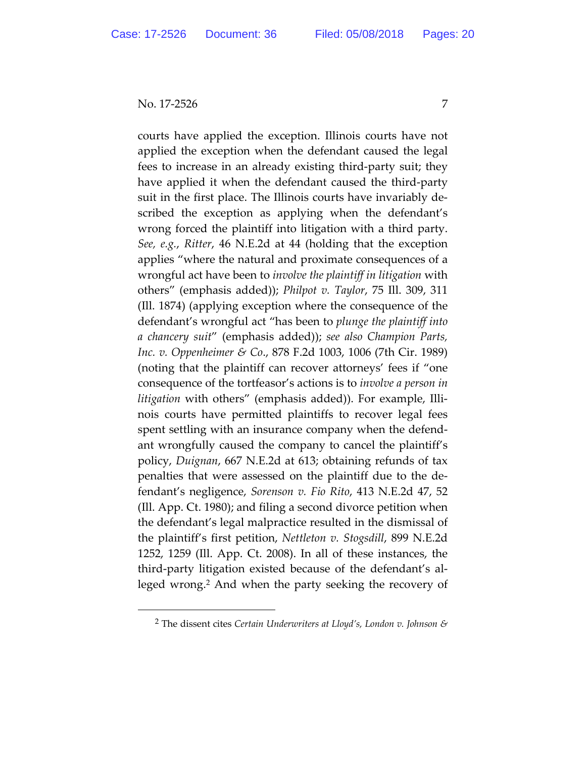courts have applied the exception. Illinois courts have not applied the exception when the defendant caused the legal fees to increase in an already existing third-party suit; they have applied it when the defendant caused the third-party suit in the first place. The Illinois courts have invariably described the exception as applying when the defendant's wrong forced the plaintiff into litigation with a third party. *See, e.g.*, *Ritter*, 46 N.E.2d at 44 (holding that the exception applies "where the natural and proximate consequences of a wrongful act have been to *involve the plaintiff in litigation* with others" (emphasis added)); *Philpot v. Taylor*, 75 Ill. 309, 311 (Ill. 1874) (applying exception where the consequence of the defendant's wrongful act "has been to *plunge the plaintiff into a chancery suit*" (emphasis added)); *see also Champion Parts, Inc. v. Oppenheimer & Co.*, 878 F.2d 1003, 1006 (7th Cir. 1989) (noting that the plaintiff can recover attorneys' fees if "one consequence of the tortfeasor's actions is to *involve a person in litigation* with others" (emphasis added)). For example, Illinois courts have permitted plaintiffs to recover legal fees spent settling with an insurance company when the defendant wrongfully caused the company to cancel the plaintiff's policy, *Duignan*, 667 N.E.2d at 613; obtaining refunds of tax penalties that were assessed on the plaintiff due to the defendant's negligence, *Sorenson v. Fio Rito*, 413 N.E.2d 47, 52 (Ill. App. Ct. 1980); and filing a second divorce petition when the defendant's legal malpractice resulted in the dismissal of the plaintiff's first petition, *Nettleton v. Stogsdill*, 899 N.E.2d 1252, 1259 (Ill. App. Ct. 2008). In all of these instances, the third-party litigation existed because of the defendant's alleged wrong.[2] And when the party seeking the recovery of

[2] The dissent cites *Certain Underwriters at Lloyd's, London v. Johnson &*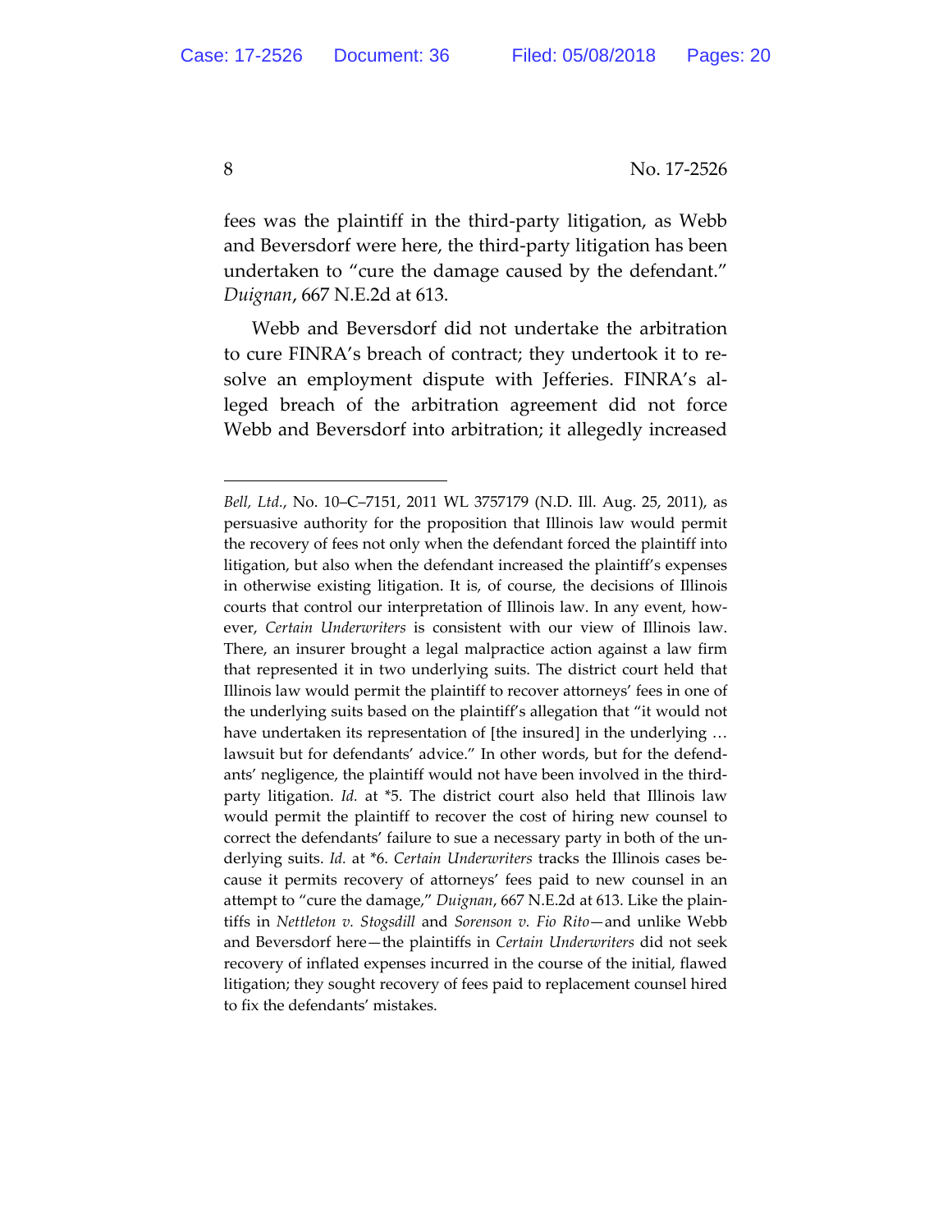fees was the plaintiff in the third-party litigation, as Webb and Beversdorf were here, the third-party litigation has been undertaken to "cure the damage caused by the defendant." *Duignan*, 667 N.E.2d at 613.

Webb and Beversdorf did not undertake the arbitration to cure FINRA's breach of contract; they undertook it to resolve an employment dispute with Jefferies. FINRA's alleged breach of the arbitration agreement did not force Webb and Beversdorf into arbitration; it allegedly increased

---

*Bell, Ltd.*, No. 10–C–7151, 2011 WL 3757179 (N.D. Ill. Aug. 25, 2011), as persuasive authority for the proposition that Illinois law would permit the recovery of fees not only when the defendant forced the plaintiff into litigation, but also when the defendant increased the plaintiff's expenses in otherwise existing litigation. It is, of course, the decisions of Illinois courts that control our interpretation of Illinois law. In any event, however, *Certain Underwriters* is consistent with our view of Illinois law. There, an insurer brought a legal malpractice action against a law firm that represented it in two underlying suits. The district court held that Illinois law would permit the plaintiff to recover attorneys' fees in one of the underlying suits based on the plaintiff's allegation that "it would not have undertaken its representation of [the insured] in the underlying … lawsuit but for defendants' advice." In other words, but for the defendants' negligence, the plaintiff would not have been involved in the third-party litigation. *Id.* at *5. The district court also held that Illinois law would permit the plaintiff to recover the cost of hiring new counsel to correct the defendants' failure to sue a necessary party in both of the underlying suits. *Id.* at *6. *Certain Underwriters* tracks the Illinois cases because it permits recovery of attorneys' fees paid to new counsel in an attempt to "cure the damage," *Duignan*, 667 N.E.2d at 613. Like the plaintiffs in *Nettleton v. Stogsdill* and *Sorenson v. Fio Rito*—and unlike Webb and Beversdorf here—the plaintiffs in *Certain Underwriters* did not seek recovery of inflated expenses incurred in the course of the initial, flawed litigation; they sought recovery of fees paid to replacement counsel hired to fix the defendants' mistakes.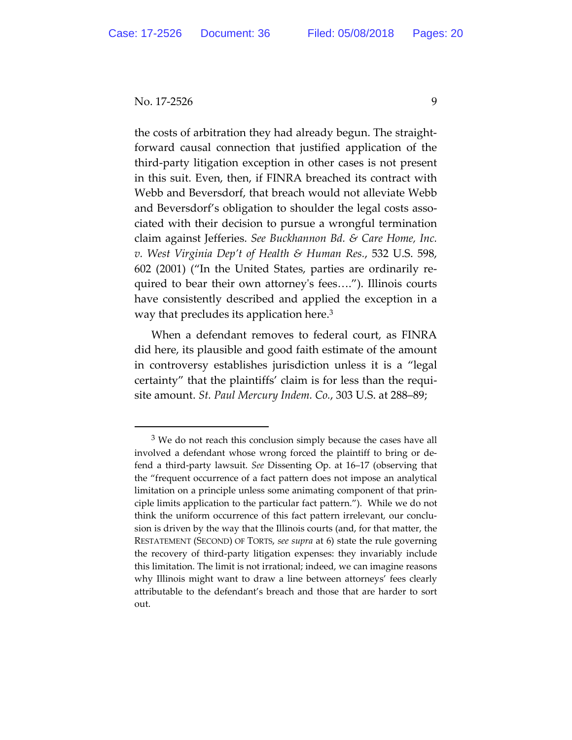the costs of arbitration they had already begun. The straightforward causal connection that justified application of the third-party litigation exception in other cases is not present in this suit. Even, then, if FINRA breached its contract with Webb and Beversdorf, that breach would not alleviate Webb and Beversdorf's obligation to shoulder the legal costs associated with their decision to pursue a wrongful termination claim against Jefferies. *See Buckhannon Bd. & Care Home, Inc. v. West Virginia Dep't of Health & Human Res.*, 532 U.S. 598, 602 (2001) ("In the United States, parties are ordinarily required to bear their own attorney's fees…."). Illinois courts have consistently described and applied the exception in a way that precludes its application here.[3]

When a defendant removes to federal court, as FINRA did here, its plausible and good faith estimate of the amount in controversy establishes jurisdiction unless it is a "legal certainty" that the plaintiffs' claim is for less than the requisite amount. *St. Paul Mercury Indem. Co.*, 303 U.S. at 288–89;

---

[3] We do not reach this conclusion simply because the cases have all involved a defendant whose wrong forced the plaintiff to bring or defend a third-party lawsuit. *See* Dissenting Op. at 16–17 (observing that the "frequent occurrence of a fact pattern does not impose an analytical limitation on a principle unless some animating component of that principle limits application to the particular fact pattern."). While we do not think the uniform occurrence of this fact pattern irrelevant, our conclusion is driven by the way that the Illinois courts (and, for that matter, the RESTATEMENT (SECOND) OF TORTS, *see supra* at 6) state the rule governing the recovery of third-party litigation expenses: they invariably include this limitation. The limit is not irrational; indeed, we can imagine reasons why Illinois might want to draw a line between attorneys' fees clearly attributable to the defendant's breach and those that are harder to sort out.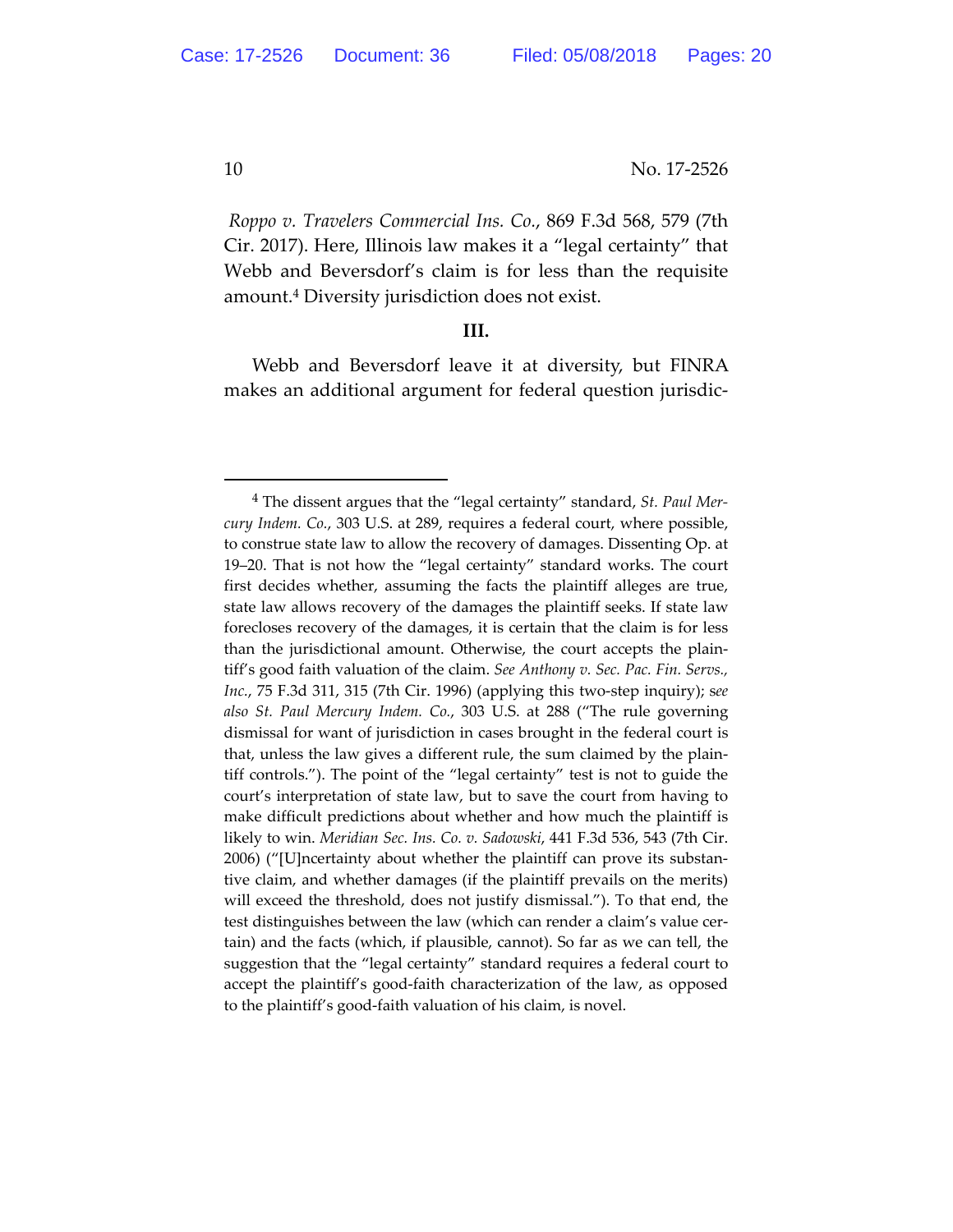*Roppo v. Travelers Commercial Ins. Co.*, 869 F.3d 568, 579 (7th Cir. 2017). Here, Illinois law makes it a "legal certainty" that Webb and Beversdorf's claim is for less than the requisite amount.[4] Diversity jurisdiction does not exist.

## III.

Webb and Beversdorf leave it at diversity, but FINRA makes an additional argument for federal question jurisdic-

---

[4] The dissent argues that the "legal certainty" standard, *St. Paul Mercury Indem. Co.*, 303 U.S. at 289, requires a federal court, where possible, to construe state law to allow the recovery of damages. Dissenting Op. at 19–20. That is not how the "legal certainty" standard works. The court first decides whether, assuming the facts the plaintiff alleges are true, state law allows recovery of the damages the plaintiff seeks. If state law forecloses recovery of the damages, it is certain that the claim is for less than the jurisdictional amount. Otherwise, the court accepts the plaintiff's good faith valuation of the claim. *See Anthony v. Sec. Pac. Fin. Servs., Inc.*, 75 F.3d 311, 315 (7th Cir. 1996) (applying this two-step inquiry); *see also St. Paul Mercury Indem. Co.*, 303 U.S. at 288 ("The rule governing dismissal for want of jurisdiction in cases brought in the federal court is that, unless the law gives a different rule, the sum claimed by the plaintiff controls."). The point of the "legal certainty" test is not to guide the court's interpretation of state law, but to save the court from having to make difficult predictions about whether and how much the plaintiff is likely to win. *Meridian Sec. Ins. Co. v. Sadowski*, 441 F.3d 536, 543 (7th Cir. 2006) ("[U]ncertainty about whether the plaintiff can prove its substantive claim, and whether damages (if the plaintiff prevails on the merits) will exceed the threshold, does not justify dismissal."). To that end, the test distinguishes between the law (which can render a claim's value certain) and the facts (which, if plausible, cannot). So far as we can tell, the suggestion that the "legal certainty" standard requires a federal court to accept the plaintiff's good-faith characterization of the law, as opposed to the plaintiff's good-faith valuation of his claim, is novel.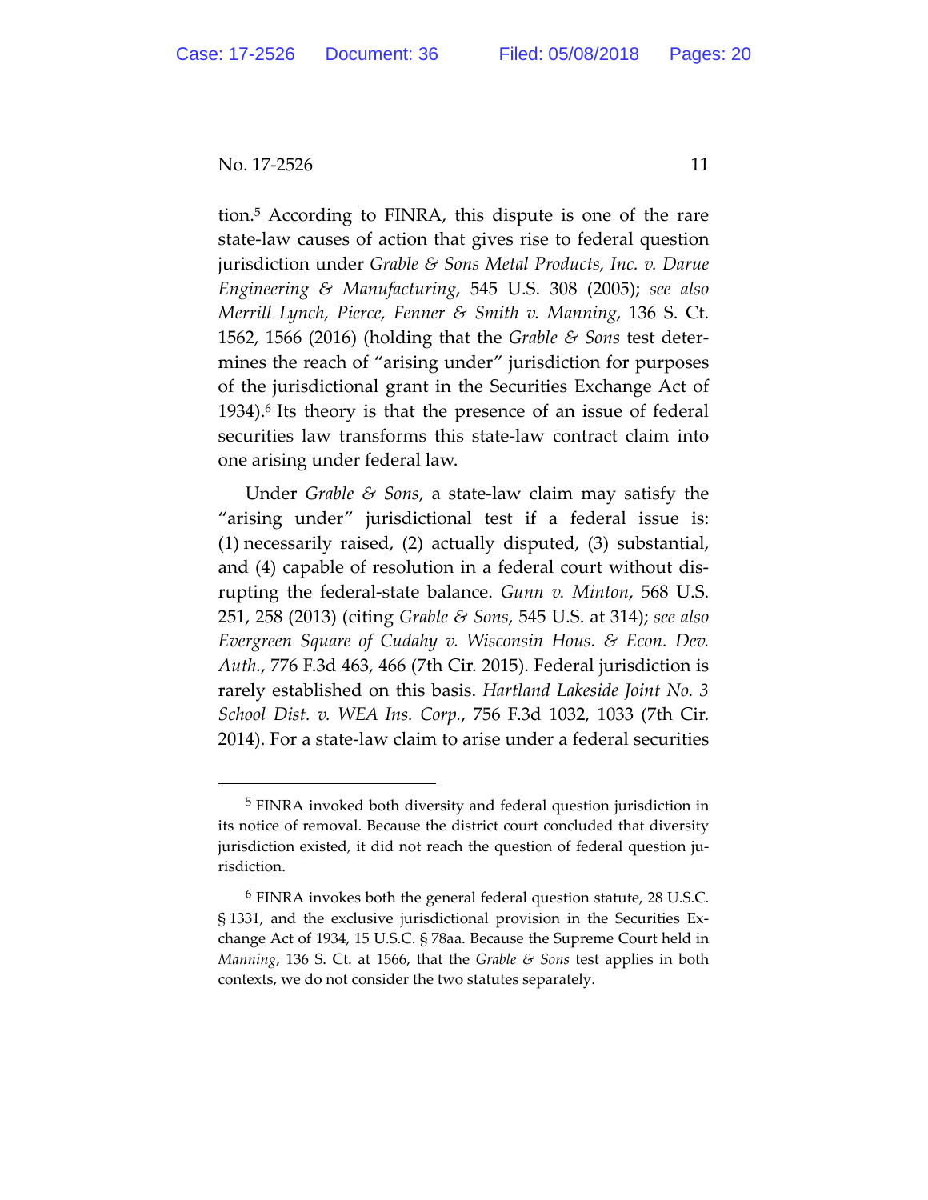tion.[5] According to FINRA, this dispute is one of the rare state-law causes of action that gives rise to federal question jurisdiction under *Grable & Sons Metal Products, Inc. v. Darue Engineering & Manufacturing*, 545 U.S. 308 (2005); *see also Merrill Lynch, Pierce, Fenner & Smith v. Manning*, 136 S. Ct. 1562, 1566 (2016) (holding that the *Grable & Sons* test determines the reach of "arising under" jurisdiction for purposes of the jurisdictional grant in the Securities Exchange Act of 1934).[6] Its theory is that the presence of an issue of federal securities law transforms this state-law contract claim into one arising under federal law.

Under *Grable & Sons*, a state-law claim may satisfy the "arising under" jurisdictional test if a federal issue is: (1) necessarily raised, (2) actually disputed, (3) substantial, and (4) capable of resolution in a federal court without disrupting the federal-state balance. *Gunn v. Minton*, 568 U.S. 251, 258 (2013) (citing *Grable & Sons*, 545 U.S. at 314); *see also Evergreen Square of Cudahy v. Wisconsin Hous. & Econ. Dev. Auth.*, 776 F.3d 463, 466 (7th Cir. 2015). Federal jurisdiction is rarely established on this basis. *Hartland Lakeside Joint No. 3 School Dist. v. WEA Ins. Corp.*, 756 F.3d 1032, 1033 (7th Cir. 2014). For a state-law claim to arise under a federal securities

---

[5] FINRA invoked both diversity and federal question jurisdiction in its notice of removal. Because the district court concluded that diversity jurisdiction existed, it did not reach the question of federal question jurisdiction.

[6] FINRA invokes both the general federal question statute, 28 U.S.C. § 1331, and the exclusive jurisdictional provision in the Securities Exchange Act of 1934, 15 U.S.C. § 78aa. Because the Supreme Court held in *Manning*, 136 S. Ct. at 1566, that the *Grable & Sons* test applies in both contexts, we do not consider the two statutes separately.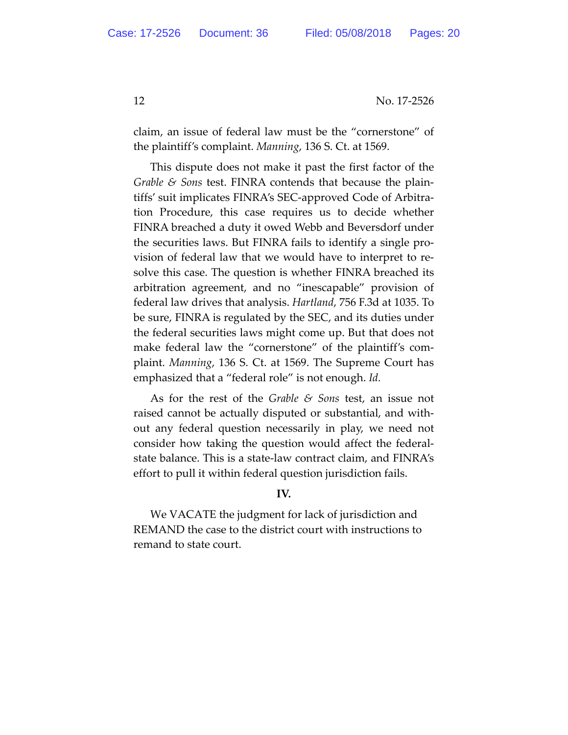claim, an issue of federal law must be the "cornerstone" of the plaintiff's complaint. *Manning*, 136 S. Ct. at 1569.

This dispute does not make it past the first factor of the *Grable & Sons* test. FINRA contends that because the plaintiffs' suit implicates FINRA's SEC-approved Code of Arbitration Procedure, this case requires us to decide whether FINRA breached a duty it owed Webb and Beversdorf under the securities laws. But FINRA fails to identify a single provision of federal law that we would have to interpret to resolve this case. The question is whether FINRA breached its arbitration agreement, and no "inescapable" provision of federal law drives that analysis. *Hartland*, 756 F.3d at 1035. To be sure, FINRA is regulated by the SEC, and its duties under the federal securities laws might come up. But that does not make federal law the "cornerstone" of the plaintiff's complaint. *Manning*, 136 S. Ct. at 1569. The Supreme Court has emphasized that a "federal role" is not enough. *Id.*

As for the rest of the *Grable & Sons* test, an issue not raised cannot be actually disputed or substantial, and without any federal question necessarily in play, we need not consider how taking the question would affect the federal-state balance. This is a state-law contract claim, and FINRA's effort to pull it within federal question jurisdiction fails.

**IV.**

We VACATE the judgment for lack of jurisdiction and REMAND the case to the district court with instructions to remand to state court.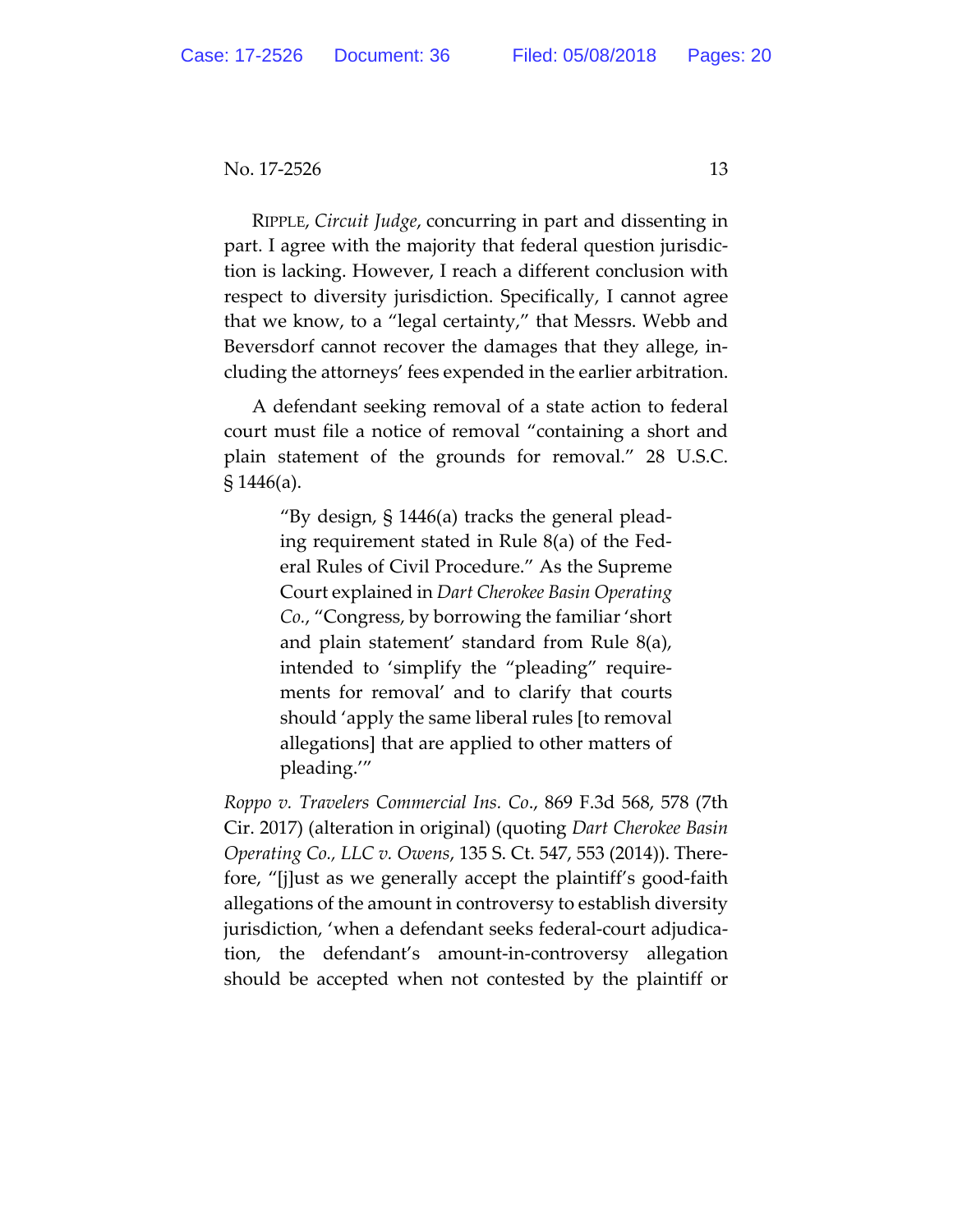RIPPLE, *Circuit Judge*, concurring in part and dissenting in part. I agree with the majority that federal question jurisdiction is lacking. However, I reach a different conclusion with respect to diversity jurisdiction. Specifically, I cannot agree that we know, to a "legal certainty," that Messrs. Webb and Beversdorf cannot recover the damages that they allege, including the attorneys' fees expended in the earlier arbitration.

A defendant seeking removal of a state action to federal court must file a notice of removal "containing a short and plain statement of the grounds for removal." 28 U.S.C. § 1446(a).

> "By design, § 1446(a) tracks the general pleading requirement stated in Rule 8(a) of the Federal Rules of Civil Procedure." As the Supreme Court explained in *Dart Cherokee Basin Operating Co.*, "Congress, by borrowing the familiar 'short and plain statement' standard from Rule 8(a), intended to 'simplify the "pleading" requirements for removal' and to clarify that courts should 'apply the same liberal rules [to removal allegations] that are applied to other matters of pleading.'"

*Roppo v. Travelers Commercial Ins. Co.*, 869 F.3d 568, 578 (7th Cir. 2017) (alteration in original) (quoting *Dart Cherokee Basin Operating Co., LLC v. Owens*, 135 S. Ct. 547, 553 (2014)). Therefore, "[j]ust as we generally accept the plaintiff's good-faith allegations of the amount in controversy to establish diversity jurisdiction, 'when a defendant seeks federal-court adjudication, the defendant's amount-in-controversy allegation should be accepted when not contested by the plaintiff or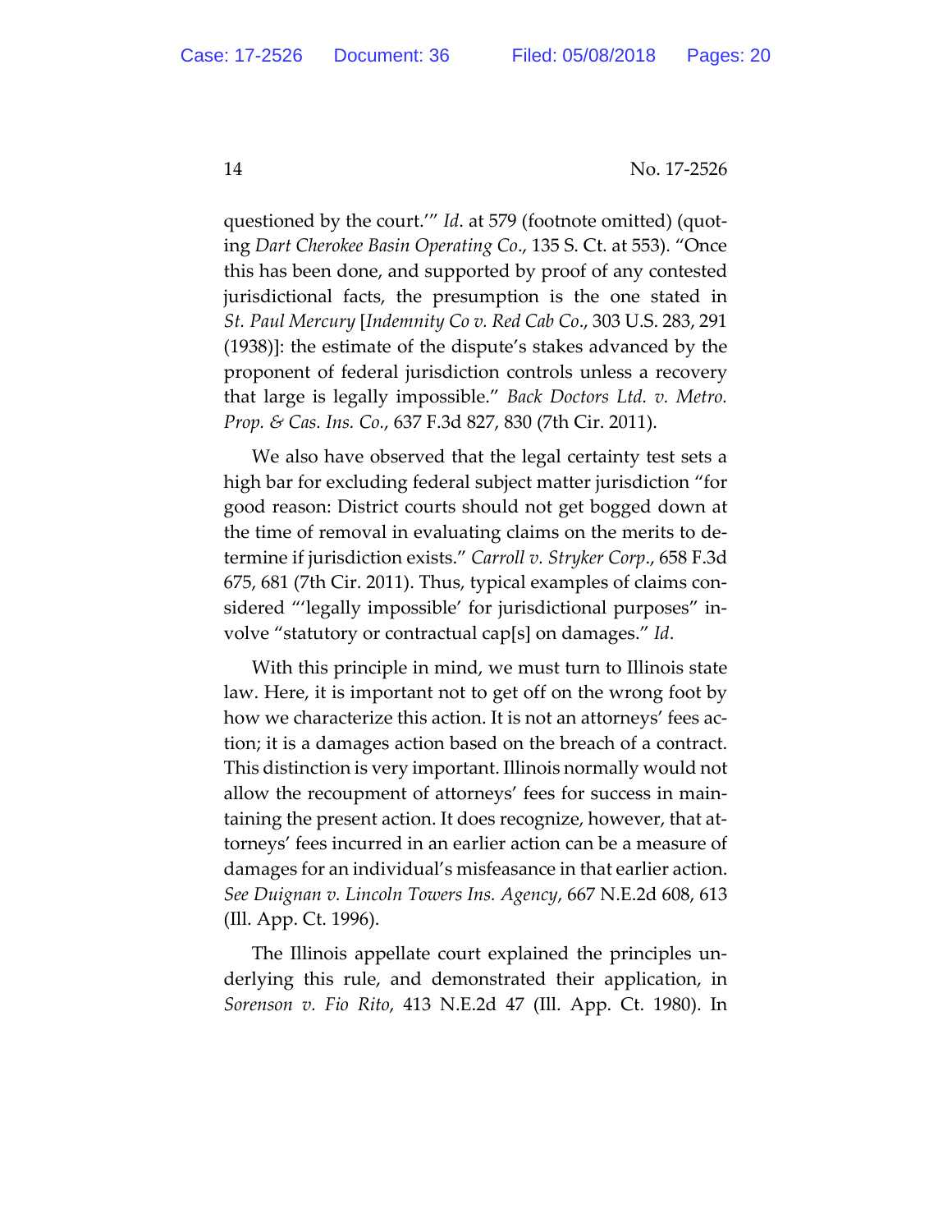questioned by the court.'" *Id*. at 579 (footnote omitted) (quoting *Dart Cherokee Basin Operating Co*., 135 S. Ct. at 553). "Once this has been done, and supported by proof of any contested jurisdictional facts, the presumption is the one stated in *St. Paul Mercury* [*Indemnity Co v. Red Cab Co*., 303 U.S. 283, 291 (1938)]: the estimate of the dispute's stakes advanced by the proponent of federal jurisdiction controls unless a recovery that large is legally impossible." *Back Doctors Ltd. v. Metro. Prop. & Cas. Ins. Co.*, 637 F.3d 827, 830 (7th Cir. 2011).

We also have observed that the legal certainty test sets a high bar for excluding federal subject matter jurisdiction "for good reason: District courts should not get bogged down at the time of removal in evaluating claims on the merits to determine if jurisdiction exists." *Carroll v. Stryker Corp*., 658 F.3d 675, 681 (7th Cir. 2011). Thus, typical examples of claims considered "'legally impossible' for jurisdictional purposes" involve "statutory or contractual cap[s] on damages." *Id*.

With this principle in mind, we must turn to Illinois state law. Here, it is important not to get off on the wrong foot by how we characterize this action. It is not an attorneys' fees action; it is a damages action based on the breach of a contract. This distinction is very important. Illinois normally would not allow the recoupment of attorneys' fees for success in maintaining the present action. It does recognize, however, that attorneys' fees incurred in an earlier action can be a measure of damages for an individual's misfeasance in that earlier action. *See Duignan v. Lincoln Towers Ins. Agency*, 667 N.E.2d 608, 613 (Ill. App. Ct. 1996).

The Illinois appellate court explained the principles underlying this rule, and demonstrated their application, in *Sorenson v. Fio Rito*, 413 N.E.2d 47 (Ill. App. Ct. 1980). In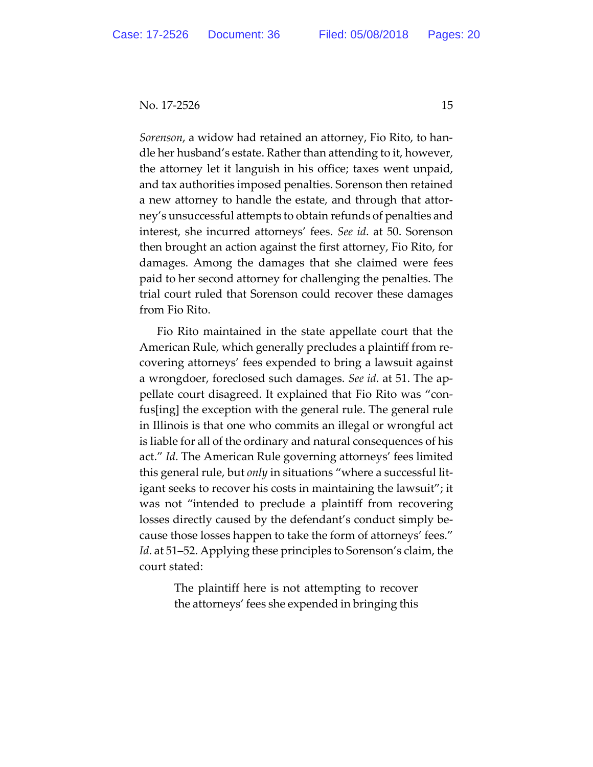*Sorenson*, a widow had retained an attorney, Fio Rito, to handle her husband's estate. Rather than attending to it, however, the attorney let it languish in his office; taxes went unpaid, and tax authorities imposed penalties. Sorenson then retained a new attorney to handle the estate, and through that attorney's unsuccessful attempts to obtain refunds of penalties and interest, she incurred attorneys' fees. *See id*. at 50. Sorenson then brought an action against the first attorney, Fio Rito, for damages. Among the damages that she claimed were fees paid to her second attorney for challenging the penalties. The trial court ruled that Sorenson could recover these damages from Fio Rito.

Fio Rito maintained in the state appellate court that the American Rule, which generally precludes a plaintiff from recovering attorneys' fees expended to bring a lawsuit against a wrongdoer, foreclosed such damages. *See id*. at 51. The appellate court disagreed. It explained that Fio Rito was "confus[ing] the exception with the general rule. The general rule in Illinois is that one who commits an illegal or wrongful act is liable for all of the ordinary and natural consequences of his act." *Id*. The American Rule governing attorneys' fees limited this general rule, but *only* in situations "where a successful litigant seeks to recover his costs in maintaining the lawsuit"; it was not "intended to preclude a plaintiff from recovering losses directly caused by the defendant's conduct simply because those losses happen to take the form of attorneys' fees." *Id*. at 51–52. Applying these principles to Sorenson's claim, the court stated:

> The plaintiff here is not attempting to recover the attorneys' fees she expended in bringing this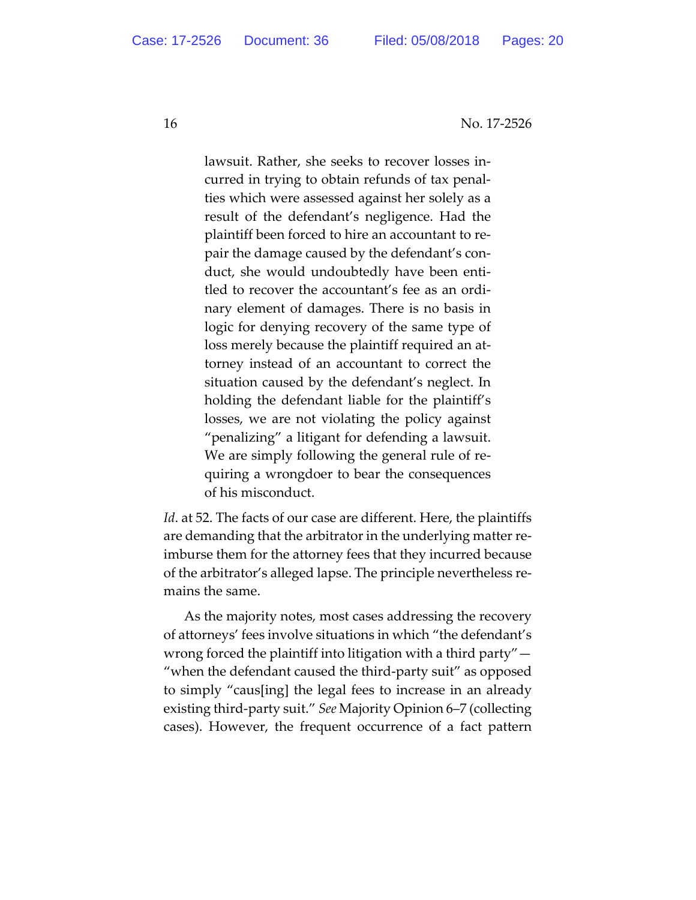> lawsuit. Rather, she seeks to recover losses incurred in trying to obtain refunds of tax penalties which were assessed against her solely as a result of the defendant's negligence. Had the plaintiff been forced to hire an accountant to repair the damage caused by the defendant's conduct, she would undoubtedly have been entitled to recover the accountant's fee as an ordinary element of damages. There is no basis in logic for denying recovery of the same type of loss merely because the plaintiff required an attorney instead of an accountant to correct the situation caused by the defendant's neglect. In holding the defendant liable for the plaintiff's losses, we are not violating the policy against "penalizing" a litigant for defending a lawsuit. We are simply following the general rule of requiring a wrongdoer to bear the consequences of his misconduct.

*Id*. at 52. The facts of our case are different. Here, the plaintiffs are demanding that the arbitrator in the underlying matter reimburse them for the attorney fees that they incurred because of the arbitrator's alleged lapse. The principle nevertheless remains the same.

As the majority notes, most cases addressing the recovery of attorneys' fees involve situations in which "the defendant's wrong forced the plaintiff into litigation with a third party"—"when the defendant caused the third-party suit" as opposed to simply "caus[ing] the legal fees to increase in an already existing third-party suit." *See* Majority Opinion 6–7 (collecting cases). However, the frequent occurrence of a fact pattern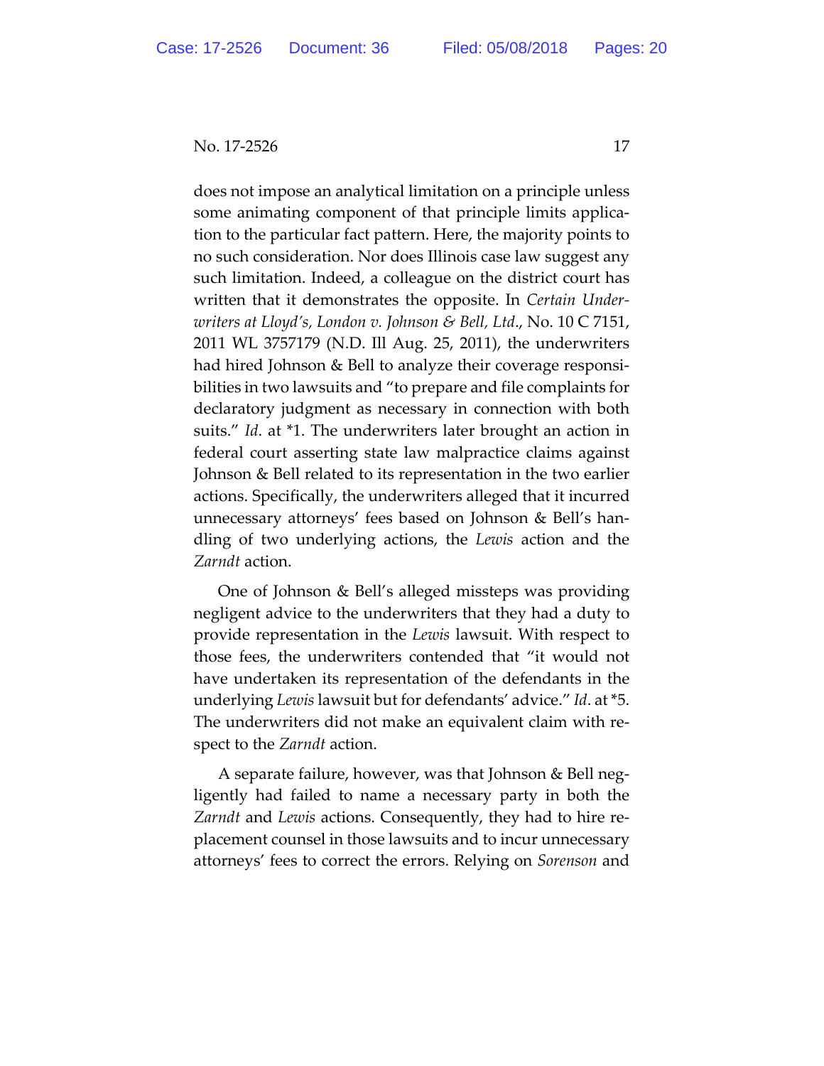does not impose an analytical limitation on a principle unless some animating component of that principle limits application to the particular fact pattern. Here, the majority points to no such consideration. Nor does Illinois case law suggest any such limitation. Indeed, a colleague on the district court has written that it demonstrates the opposite. In *Certain Underwriters at Lloyd's, London v. Johnson & Bell, Ltd.*, No. 10 C 7151, 2011 WL 3757179 (N.D. Ill Aug. 25, 2011), the underwriters had hired Johnson & Bell to analyze their coverage responsibilities in two lawsuits and "to prepare and file complaints for declaratory judgment as necessary in connection with both suits." *Id*. at *1. The underwriters later brought an action in federal court asserting state law malpractice claims against Johnson & Bell related to its representation in the two earlier actions. Specifically, the underwriters alleged that it incurred unnecessary attorneys' fees based on Johnson & Bell's handling of two underlying actions, the *Lewis* action and the *Zarndt* action.

One of Johnson & Bell's alleged missteps was providing negligent advice to the underwriters that they had a duty to provide representation in the *Lewis* lawsuit. With respect to those fees, the underwriters contended that "it would not have undertaken its representation of the defendants in the underlying *Lewis* lawsuit but for defendants' advice." *Id*. at *5. The underwriters did not make an equivalent claim with respect to the *Zarndt* action.

A separate failure, however, was that Johnson & Bell negligently had failed to name a necessary party in both the *Zarndt* and *Lewis* actions. Consequently, they had to hire replacement counsel in those lawsuits and to incur unnecessary attorneys' fees to correct the errors. Relying on *Sorenson* and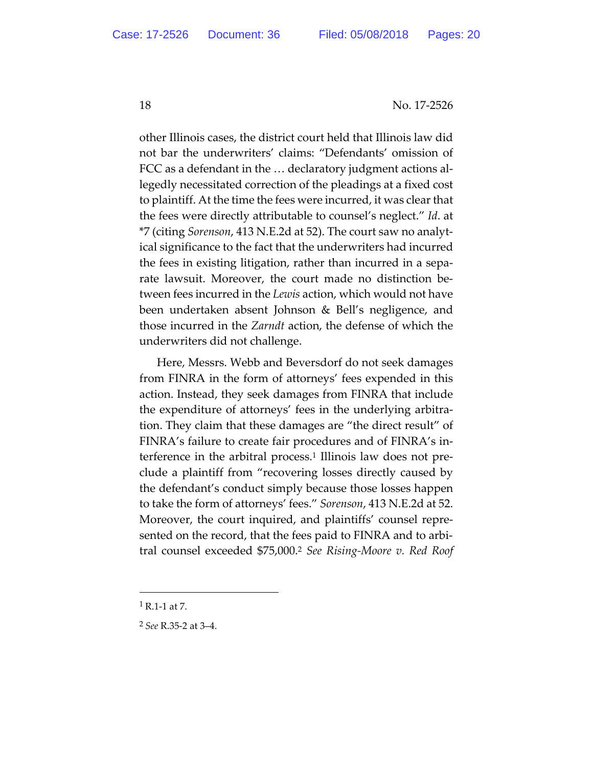other Illinois cases, the district court held that Illinois law did not bar the underwriters' claims: "Defendants' omission of FCC as a defendant in the … declaratory judgment actions allegedly necessitated correction of the pleadings at a fixed cost to plaintiff. At the time the fees were incurred, it was clear that the fees were directly attributable to counsel's neglect." *Id*. at *7 (citing *Sorenson*, 413 N.E.2d at 52). The court saw no analytical significance to the fact that the underwriters had incurred the fees in existing litigation, rather than incurred in a separate lawsuit. Moreover, the court made no distinction between fees incurred in the *Lewis* action, which would not have been undertaken absent Johnson & Bell's negligence, and those incurred in the *Zarndt* action, the defense of which the underwriters did not challenge.

Here, Messrs. Webb and Beversdorf do not seek damages from FINRA in the form of attorneys' fees expended in this action. Instead, they seek damages from FINRA that include the expenditure of attorneys' fees in the underlying arbitration. They claim that these damages are "the direct result" of FINRA's failure to create fair procedures and of FINRA's interference in the arbitral process.[1] Illinois law does not preclude a plaintiff from "recovering losses directly caused by the defendant's conduct simply because those losses happen to take the form of attorneys' fees." *Sorenson*, 413 N.E.2d at 52. Moreover, the court inquired, and plaintiffs' counsel represented on the record, that the fees paid to FINRA and to arbitral counsel exceeded $75,000.[2] *See Rising-Moore v. Red Roof*

---

[1] R.1-1 at 7.

[2] *See* R.35-2 at 3–4.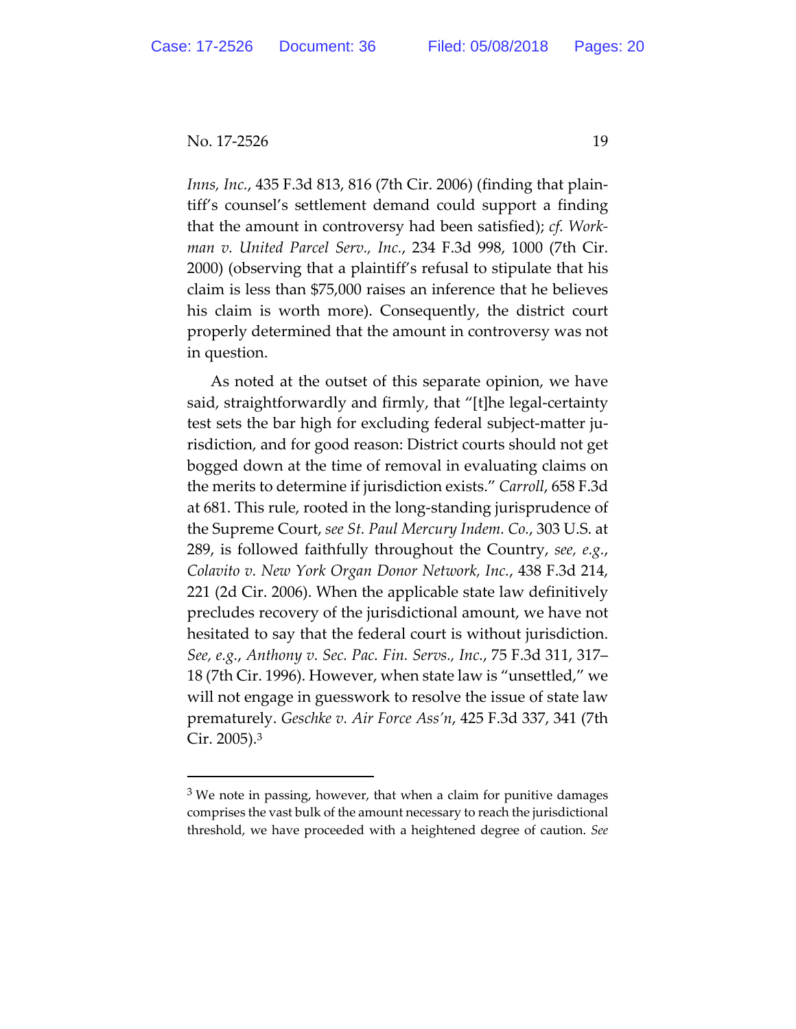*Inns, Inc.*, 435 F.3d 813, 816 (7th Cir. 2006) (finding that plaintiff's counsel's settlement demand could support a finding that the amount in controversy had been satisfied); *cf. Workman v. United Parcel Serv., Inc.*, 234 F.3d 998, 1000 (7th Cir. 2000) (observing that a plaintiff's refusal to stipulate that his claim is less than $75,000 raises an inference that he believes his claim is worth more). Consequently, the district court properly determined that the amount in controversy was not in question.

As noted at the outset of this separate opinion, we have said, straightforwardly and firmly, that "[t]he legal-certainty test sets the bar high for excluding federal subject-matter jurisdiction, and for good reason: District courts should not get bogged down at the time of removal in evaluating claims on the merits to determine if jurisdiction exists." *Carroll*, 658 F.3d at 681. This rule, rooted in the long-standing jurisprudence of the Supreme Court, *see St. Paul Mercury Indem. Co.*, 303 U.S. at 289, is followed faithfully throughout the Country, *see, e.g.*, *Colavito v. New York Organ Donor Network, Inc.*, 438 F.3d 214, 221 (2d Cir. 2006). When the applicable state law definitively precludes recovery of the jurisdictional amount, we have not hesitated to say that the federal court is without jurisdiction. *See, e.g.*, *Anthony v. Sec. Pac. Fin. Servs., Inc.*, 75 F.3d 311, 317–18 (7th Cir. 1996). However, when state law is "unsettled," we will not engage in guesswork to resolve the issue of state law prematurely. *Geschke v. Air Force Ass'n*, 425 F.3d 337, 341 (7th Cir. 2005).[3]

[3] We note in passing, however, that when a claim for punitive damages comprises the vast bulk of the amount necessary to reach the jurisdictional threshold, we have proceeded with a heightened degree of caution. *See*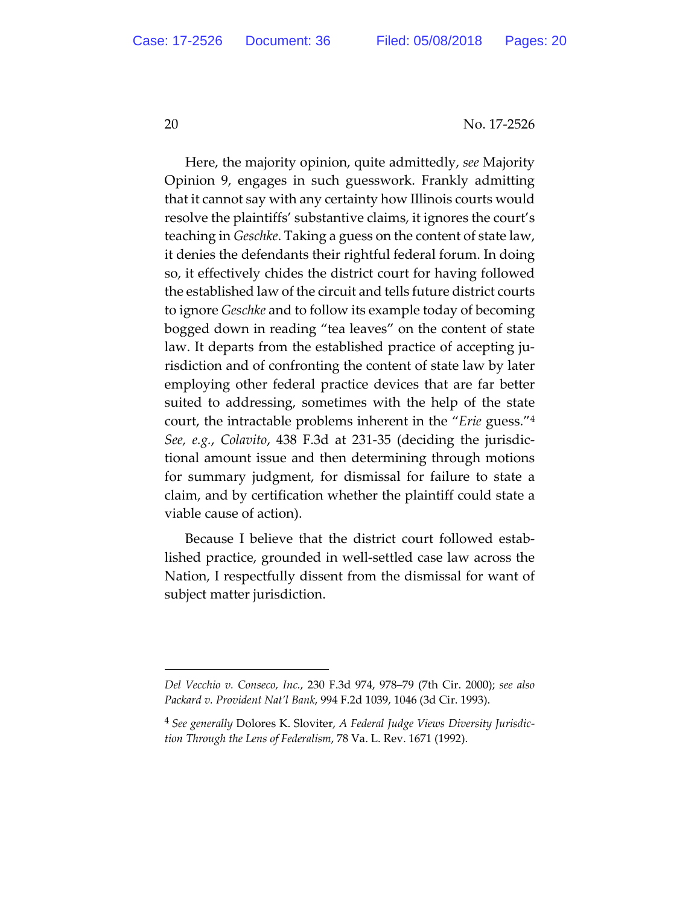Here, the majority opinion, quite admittedly, *see* Majority Opinion 9, engages in such guesswork. Frankly admitting that it cannot say with any certainty how Illinois courts would resolve the plaintiffs' substantive claims, it ignores the court's teaching in *Geschke*. Taking a guess on the content of state law, it denies the defendants their rightful federal forum. In doing so, it effectively chides the district court for having followed the established law of the circuit and tells future district courts to ignore *Geschke* and to follow its example today of becoming bogged down in reading "tea leaves" on the content of state law. It departs from the established practice of accepting jurisdiction and of confronting the content of state law by later employing other federal practice devices that are far better suited to addressing, sometimes with the help of the state court, the intractable problems inherent in the "*Erie* guess."[4] *See, e.g.*, *Colavito*, 438 F.3d at 231-35 (deciding the jurisdictional amount issue and then determining through motions for summary judgment, for dismissal for failure to state a claim, and by certification whether the plaintiff could state a viable cause of action).

Because I believe that the district court followed established practice, grounded in well-settled case law across the Nation, I respectfully dissent from the dismissal for want of subject matter jurisdiction.

---

*Del Vecchio v. Conseco, Inc.*, 230 F.3d 974, 978–79 (7th Cir. 2000); *see also Packard v. Provident Nat'l Bank*, 994 F.2d 1039, 1046 (3d Cir. 1993).

[4] *See generally* Dolores K. Sloviter, *A Federal Judge Views Diversity Jurisdiction Through the Lens of Federalism*, 78 Va. L. Rev. 1671 (1992).